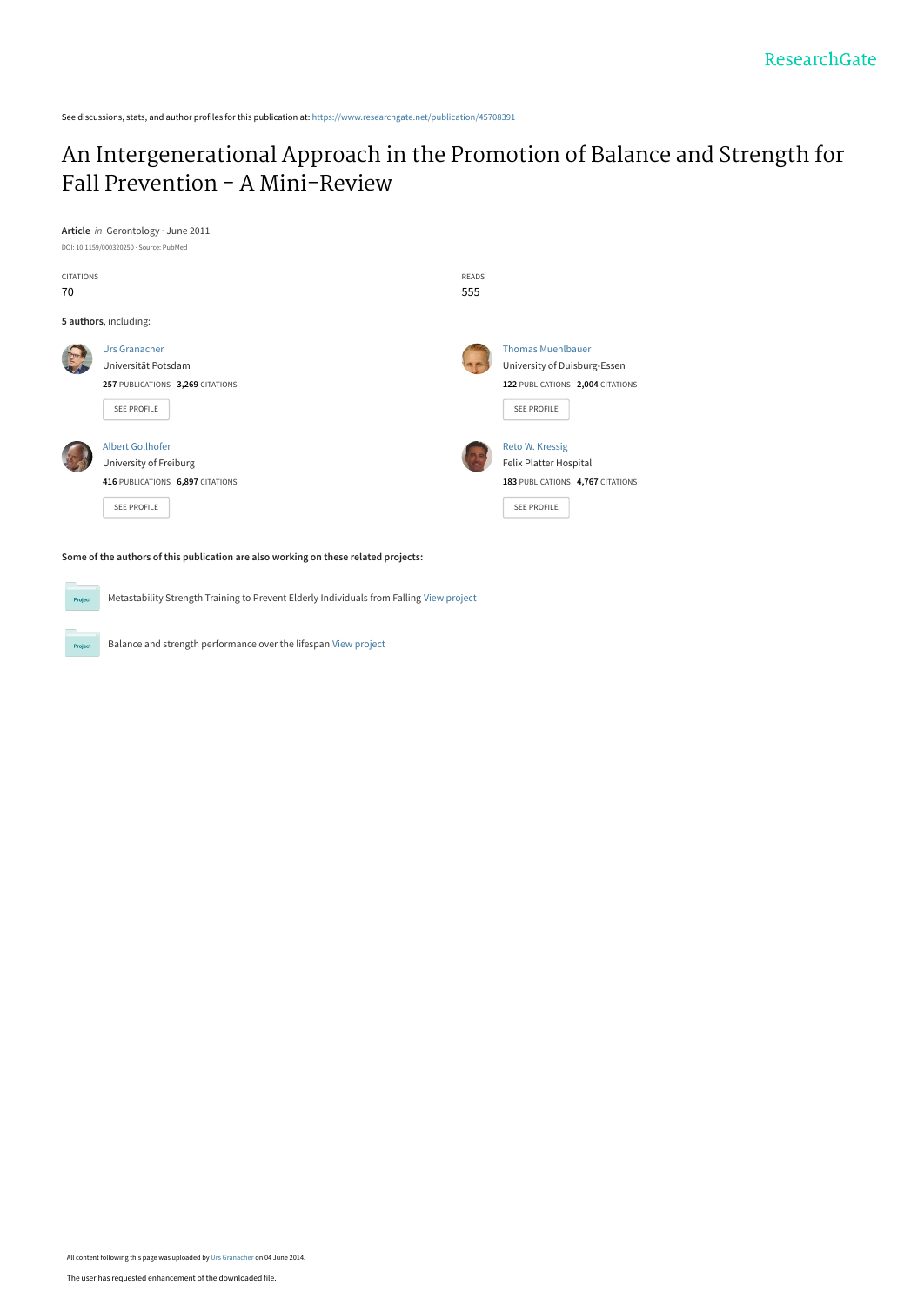See discussions, stats, and author profiles for this publication at: https://www.researchgate.net/publication/45708391

# An Intergenerational Approach in the Promotion of Balance and Strength for Fall Prevention – A Mini-Review

**Article** *in* Gerontology · June 2011

DOI: 10.1159/000320250 · Source: PubMed

| CITATIONS | READS |
| --- | --- |
| 70 | 555 |

**5 authors**, including:

Urs Granacher
Universität Potsdam
**257** PUBLICATIONS **3,269** CITATIONS
SEE PROFILE

Thomas Muehlbauer
University of Duisburg-Essen
**122** PUBLICATIONS **2,004** CITATIONS
SEE PROFILE

Albert Gollhofer
University of Freiburg
**416** PUBLICATIONS **6,897** CITATIONS
SEE PROFILE

Reto W. Kressig
Felix Platter Hospital
**183** PUBLICATIONS **4,767** CITATIONS
SEE PROFILE

**Some of the authors of this publication are also working on these related projects:**

Project: Metastability Strength Training to Prevent Elderly Individuals from Falling View project

Project: Balance and strength performance over the lifespan View project

All content following this page was uploaded by Urs Granacher on 04 June 2014.

The user has requested enhancement of the downloaded file.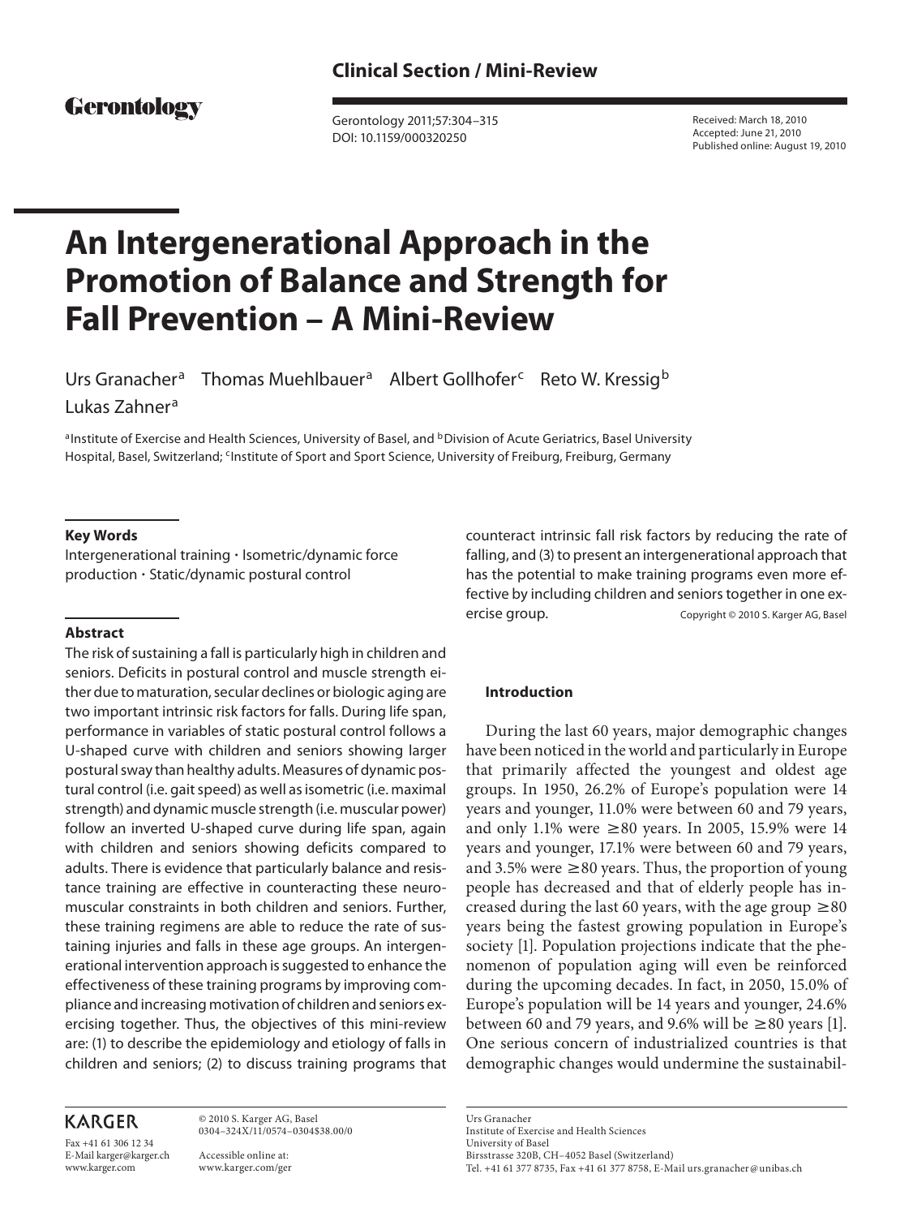## Clinical Section / Mini-Review

# An Intergenerational Approach in the Promotion of Balance and Strength for Fall Prevention – A Mini-Review

Urs Granacher[a] Thomas Muehlbauer[a] Albert Gollhofer[c] Reto W. Kressig[b] Lukas Zahner[a]

[a]Institute of Exercise and Health Sciences, University of Basel, and [b]Division of Acute Geriatrics, Basel University Hospital, Basel, Switzerland; [c]Institute of Sport and Sport Science, University of Freiburg, Freiburg, Germany

Received: March 18, 2010
Accepted: June 21, 2010
Published online: August 19, 2010

### Key Words

Intergenerational training · Isometric/dynamic force production · Static/dynamic postural control

### Abstract

The risk of sustaining a fall is particularly high in children and seniors. Deficits in postural control and muscle strength either due to maturation, secular declines or biologic aging are two important intrinsic risk factors for falls. During life span, performance in variables of static postural control follows a U-shaped curve with children and seniors showing larger postural sway than healthy adults. Measures of dynamic postural control (i.e. gait speed) as well as isometric (i.e. maximal strength) and dynamic muscle strength (i.e. muscular power) follow an inverted U-shaped curve during life span, again with children and seniors showing deficits compared to adults. There is evidence that particularly balance and resistance training are effective in counteracting these neuromuscular constraints in both children and seniors. Further, these training regimens are able to reduce the rate of sustaining injuries and falls in these age groups. An intergenerational intervention approach is suggested to enhance the effectiveness of these training programs by improving compliance and increasing motivation of children and seniors exercising together. Thus, the objectives of this mini-review are: (1) to describe the epidemiology and etiology of falls in children and seniors; (2) to discuss training programs that counteract intrinsic fall risk factors by reducing the rate of falling, and (3) to present an intergenerational approach that has the potential to make training programs even more effective by including children and seniors together in one exercise group.

Copyright © 2010 S. Karger AG, Basel

### Introduction

During the last 60 years, major demographic changes have been noticed in the world and particularly in Europe that primarily affected the youngest and oldest age groups. In 1950, 26.2% of Europe's population were 14 years and younger, 11.0% were between 60 and 79 years, and only 1.1% were ≥80 years. In 2005, 15.9% were 14 years and younger, 17.1% were between 60 and 79 years, and 3.5% were ≥80 years. Thus, the proportion of young people has decreased and that of elderly people has increased during the last 60 years, with the age group ≥80 years being the fastest growing population in Europe's society [1]. Population projections indicate that the phenomenon of population aging will even be reinforced during the upcoming decades. In fact, in 2050, 15.0% of Europe's population will be 14 years and younger, 24.6% between 60 and 79 years, and 9.6% will be ≥80 years [1]. One serious concern of industrialized countries is that demographic changes would undermine the sustainabil-

Urs Granacher
Institute of Exercise and Health Sciences
University of Basel
Birsstrasse 320B, CH–4052 Basel (Switzerland)
Tel. +41 61 377 8735, Fax +41 61 377 8758, E-Mail urs.granacher@unibas.ch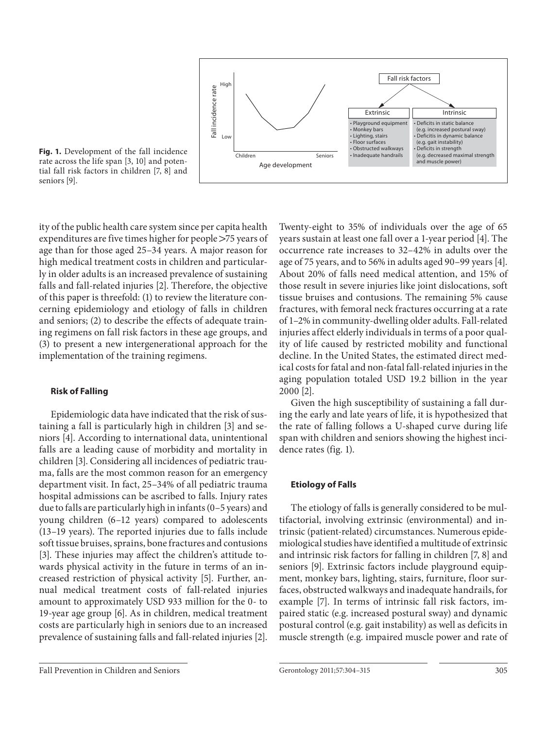**Fig. 1.** Development of the fall incidence rate across the life span [3, 10] and potential fall risk factors in children [7, 8] and seniors [9].

ity of the public health care system since per capita health expenditures are five times higher for people >75 years of age than for those aged 25–34 years. A major reason for high medical treatment costs in children and particularly in older adults is an increased prevalence of sustaining falls and fall-related injuries [2]. Therefore, the objective of this paper is threefold: (1) to review the literature concerning epidemiology and etiology of falls in children and seniors; (2) to describe the effects of adequate training regimens on fall risk factors in these age groups, and (3) to present a new intergenerational approach for the implementation of the training regimens.

### Risk of Falling

Epidemiologic data have indicated that the risk of sustaining a fall is particularly high in children [3] and seniors [4]. According to international data, unintentional falls are a leading cause of morbidity and mortality in children [3]. Considering all incidences of pediatric trauma, falls are the most common reason for an emergency department visit. In fact, 25–34% of all pediatric trauma hospital admissions can be ascribed to falls. Injury rates due to falls are particularly high in infants (0–5 years) and young children (6–12 years) compared to adolescents (13–19 years). The reported injuries due to falls include soft tissue bruises, sprains, bone fractures and contusions [3]. These injuries may affect the children's attitude towards physical activity in the future in terms of an increased restriction of physical activity [5]. Further, annual medical treatment costs of fall-related injuries amount to approximately USD 933 million for the 0- to 19-year age group [6]. As in children, medical treatment costs are particularly high in seniors due to an increased prevalence of sustaining falls and fall-related injuries [2].

Twenty-eight to 35% of individuals over the age of 65 years sustain at least one fall over a 1-year period [4]. The occurrence rate increases to 32–42% in adults over the age of 75 years, and to 56% in adults aged 90–99 years [4]. About 20% of falls need medical attention, and 15% of those result in severe injuries like joint dislocations, soft tissue bruises and contusions. The remaining 5% cause fractures, with femoral neck fractures occurring at a rate of 1–2% in community-dwelling older adults. Fall-related injuries affect elderly individuals in terms of a poor quality of life caused by restricted mobility and functional decline. In the United States, the estimated direct medical costs for fatal and non-fatal fall-related injuries in the aging population totaled USD 19.2 billion in the year 2000 [2].

Given the high susceptibility of sustaining a fall during the early and late years of life, it is hypothesized that the rate of falling follows a U-shaped curve during life span with children and seniors showing the highest incidence rates (fig. 1).

### Etiology of Falls

The etiology of falls is generally considered to be multifactorial, involving extrinsic (environmental) and intrinsic (patient-related) circumstances. Numerous epidemiological studies have identified a multitude of extrinsic and intrinsic risk factors for falling in children [7, 8] and seniors [9]. Extrinsic factors include playground equipment, monkey bars, lighting, stairs, furniture, floor surfaces, obstructed walkways and inadequate handrails, for example [7]. In terms of intrinsic fall risk factors, impaired static (e.g. increased postural sway) and dynamic postural control (e.g. gait instability) as well as deficits in muscle strength (e.g. impaired muscle power and rate of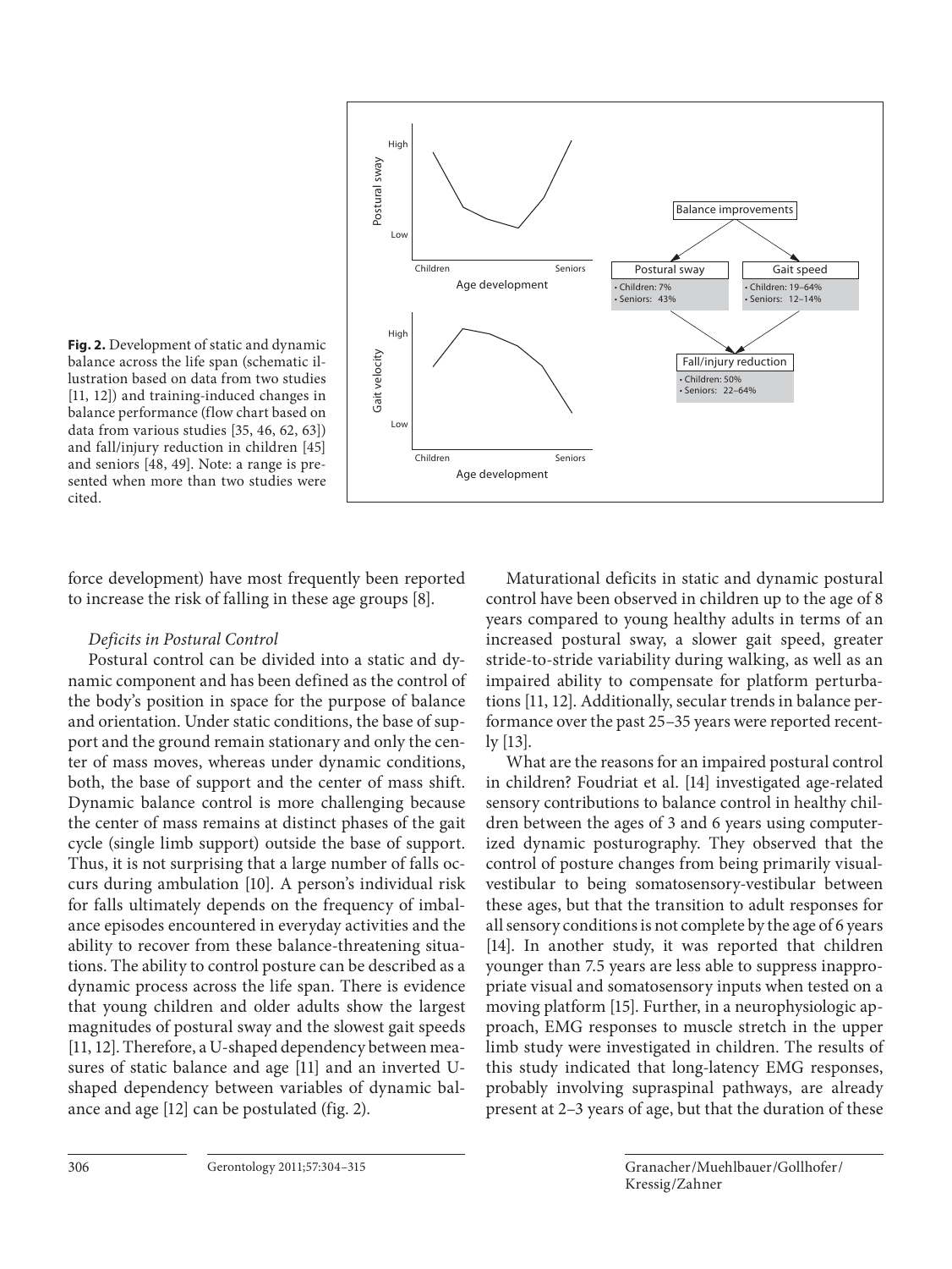**Fig. 2.** Development of static and dynamic balance across the life span (schematic illustration based on data from two studies [11, 12]) and training-induced changes in balance performance (flow chart based on data from various studies [35, 46, 62, 63]) and fall/injury reduction in children [45] and seniors [48, 49]. Note: a range is presented when more than two studies were cited.

force development) have most frequently been reported to increase the risk of falling in these age groups [8].

*Deficits in Postural Control*

Postural control can be divided into a static and dynamic component and has been defined as the control of the body's position in space for the purpose of balance and orientation. Under static conditions, the base of support and the ground remain stationary and only the center of mass moves, whereas under dynamic conditions, both, the base of support and the center of mass shift. Dynamic balance control is more challenging because the center of mass remains at distinct phases of the gait cycle (single limb support) outside the base of support. Thus, it is not surprising that a large number of falls occurs during ambulation [10]. A person's individual risk for falls ultimately depends on the frequency of imbalance episodes encountered in everyday activities and the ability to recover from these balance-threatening situations. The ability to control posture can be described as a dynamic process across the life span. There is evidence that young children and older adults show the largest magnitudes of postural sway and the slowest gait speeds [11, 12]. Therefore, a U-shaped dependency between measures of static balance and age [11] and an inverted U-shaped dependency between variables of dynamic balance and age [12] can be postulated (fig. 2).

Maturational deficits in static and dynamic postural control have been observed in children up to the age of 8 years compared to young healthy adults in terms of an increased postural sway, a slower gait speed, greater stride-to-stride variability during walking, as well as an impaired ability to compensate for platform perturbations [11, 12]. Additionally, secular trends in balance performance over the past 25–35 years were reported recently [13].

What are the reasons for an impaired postural control in children? Foudriat et al. [14] investigated age-related sensory contributions to balance control in healthy children between the ages of 3 and 6 years using computerized dynamic posturography. They observed that the control of posture changes from being primarily visual-vestibular to being somatosensory-vestibular between these ages, but that the transition to adult responses for all sensory conditions is not complete by the age of 6 years [14]. In another study, it was reported that children younger than 7.5 years are less able to suppress inappropriate visual and somatosensory inputs when tested on a moving platform [15]. Further, in a neurophysiologic approach, EMG responses to muscle stretch in the upper limb study were investigated in children. The results of this study indicated that long-latency EMG responses, probably involving supraspinal pathways, are already present at 2–3 years of age, but that the duration of these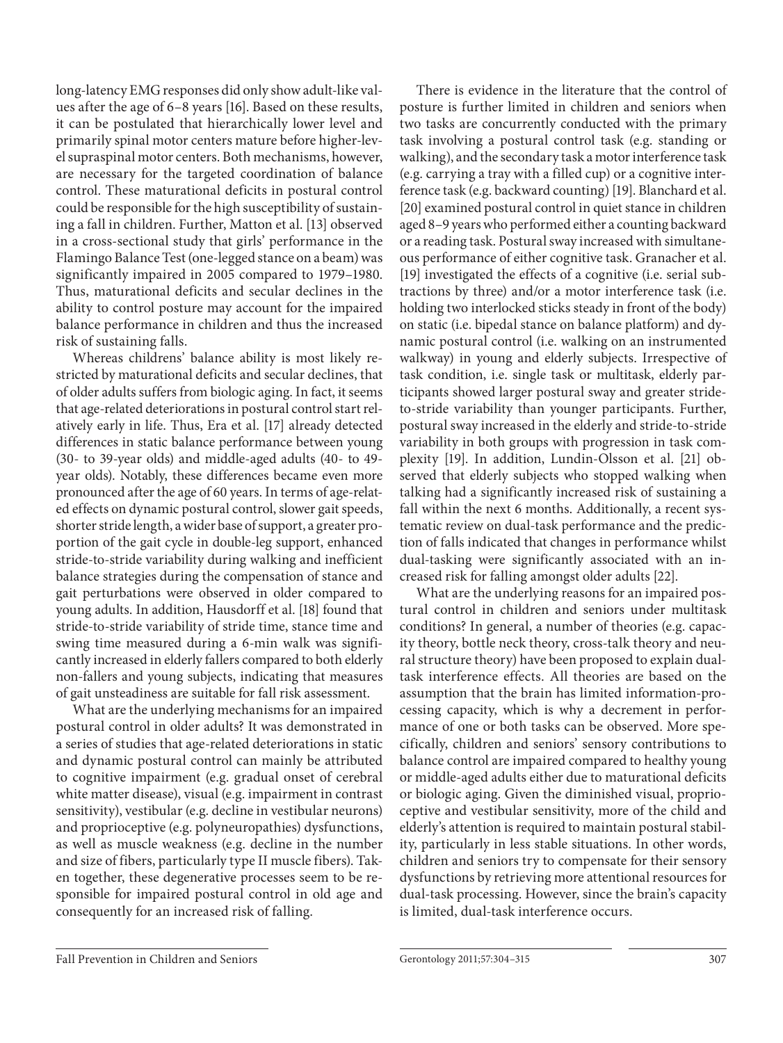long-latency EMG responses did only show adult-like values after the age of 6–8 years [16]. Based on these results, it can be postulated that hierarchically lower level and primarily spinal motor centers mature before higher-level supraspinal motor centers. Both mechanisms, however, are necessary for the targeted coordination of balance control. These maturational deficits in postural control could be responsible for the high susceptibility of sustaining a fall in children. Further, Matton et al. [13] observed in a cross-sectional study that girls' performance in the Flamingo Balance Test (one-legged stance on a beam) was significantly impaired in 2005 compared to 1979–1980. Thus, maturational deficits and secular declines in the ability to control posture may account for the impaired balance performance in children and thus the increased risk of sustaining falls.

Whereas childrens' balance ability is most likely restricted by maturational deficits and secular declines, that of older adults suffers from biologic aging. In fact, it seems that age-related deteriorations in postural control start relatively early in life. Thus, Era et al. [17] already detected differences in static balance performance between young (30- to 39-year olds) and middle-aged adults (40- to 49-year olds). Notably, these differences became even more pronounced after the age of 60 years. In terms of age-related effects on dynamic postural control, slower gait speeds, shorter stride length, a wider base of support, a greater proportion of the gait cycle in double-leg support, enhanced stride-to-stride variability during walking and inefficient balance strategies during the compensation of stance and gait perturbations were observed in older compared to young adults. In addition, Hausdorff et al. [18] found that stride-to-stride variability of stride time, stance time and swing time measured during a 6-min walk was significantly increased in elderly fallers compared to both elderly non-fallers and young subjects, indicating that measures of gait unsteadiness are suitable for fall risk assessment.

What are the underlying mechanisms for an impaired postural control in older adults? It was demonstrated in a series of studies that age-related deteriorations in static and dynamic postural control can mainly be attributed to cognitive impairment (e.g. gradual onset of cerebral white matter disease), visual (e.g. impairment in contrast sensitivity), vestibular (e.g. decline in vestibular neurons) and proprioceptive (e.g. polyneuropathies) dysfunctions, as well as muscle weakness (e.g. decline in the number and size of fibers, particularly type II muscle fibers). Taken together, these degenerative processes seem to be responsible for impaired postural control in old age and consequently for an increased risk of falling.

There is evidence in the literature that the control of posture is further limited in children and seniors when two tasks are concurrently conducted with the primary task involving a postural control task (e.g. standing or walking), and the secondary task a motor interference task (e.g. carrying a tray with a filled cup) or a cognitive interference task (e.g. backward counting) [19]. Blanchard et al. [20] examined postural control in quiet stance in children aged 8–9 years who performed either a counting backward or a reading task. Postural sway increased with simultaneous performance of either cognitive task. Granacher et al. [19] investigated the effects of a cognitive (i.e. serial subtractions by three) and/or a motor interference task (i.e. holding two interlocked sticks steady in front of the body) on static (i.e. bipedal stance on balance platform) and dynamic postural control (i.e. walking on an instrumented walkway) in young and elderly subjects. Irrespective of task condition, i.e. single task or multitask, elderly participants showed larger postural sway and greater stride-to-stride variability than younger participants. Further, postural sway increased in the elderly and stride-to-stride variability in both groups with progression in task complexity [19]. In addition, Lundin-Olsson et al. [21] observed that elderly subjects who stopped walking when talking had a significantly increased risk of sustaining a fall within the next 6 months. Additionally, a recent systematic review on dual-task performance and the prediction of falls indicated that changes in performance whilst dual-tasking were significantly associated with an increased risk for falling amongst older adults [22].

What are the underlying reasons for an impaired postural control in children and seniors under multitask conditions? In general, a number of theories (e.g. capacity theory, bottle neck theory, cross-talk theory and neural structure theory) have been proposed to explain dual-task interference effects. All theories are based on the assumption that the brain has limited information-processing capacity, which is why a decrement in performance of one or both tasks can be observed. More specifically, children and seniors' sensory contributions to balance control are impaired compared to healthy young or middle-aged adults either due to maturational deficits or biologic aging. Given the diminished visual, proprioceptive and vestibular sensitivity, more of the child and elderly's attention is required to maintain postural stability, particularly in less stable situations. In other words, children and seniors try to compensate for their sensory dysfunctions by retrieving more attentional resources for dual-task processing. However, since the brain's capacity is limited, dual-task interference occurs.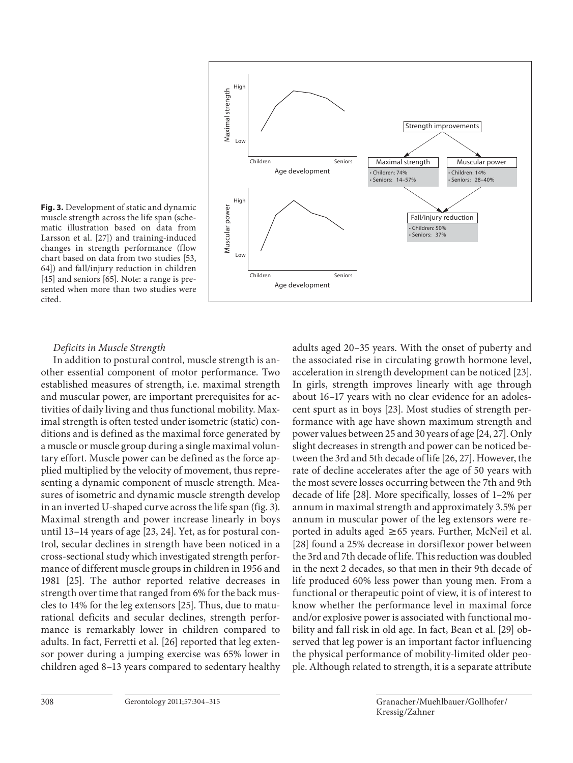**Fig. 3.** Development of static and dynamic muscle strength across the life span (schematic illustration based on data from Larsson et al. [27]) and training-induced changes in strength performance (flow chart based on data from two studies [53, 64]) and fall/injury reduction in children [45] and seniors [65]. Note: a range is presented when more than two studies were cited.

### *Deficits in Muscle Strength*

In addition to postural control, muscle strength is another essential component of motor performance. Two established measures of strength, i.e. maximal strength and muscular power, are important prerequisites for activities of daily living and thus functional mobility. Maximal strength is often tested under isometric (static) conditions and is defined as the maximal force generated by a muscle or muscle group during a single maximal voluntary effort. Muscle power can be defined as the force applied multiplied by the velocity of movement, thus representing a dynamic component of muscle strength. Measures of isometric and dynamic muscle strength develop in an inverted U-shaped curve across the life span (fig. 3). Maximal strength and power increase linearly in boys until 13–14 years of age [23, 24]. Yet, as for postural control, secular declines in strength have been noticed in a cross-sectional study which investigated strength performance of different muscle groups in children in 1956 and 1981 [25]. The author reported relative decreases in strength over time that ranged from 6% for the back muscles to 14% for the leg extensors [25]. Thus, due to maturational deficits and secular declines, strength performance is remarkably lower in children compared to adults. In fact, Ferretti et al. [26] reported that leg extensor power during a jumping exercise was 65% lower in children aged 8–13 years compared to sedentary healthy adults aged 20–35 years. With the onset of puberty and the associated rise in circulating growth hormone level, acceleration in strength development can be noticed [23]. In girls, strength improves linearly with age through about 16–17 years with no clear evidence for an adolescent spurt as in boys [23]. Most studies of strength performance with age have shown maximum strength and power values between 25 and 30 years of age [24, 27]. Only slight decreases in strength and power can be noticed between the 3rd and 5th decade of life [26, 27]. However, the rate of decline accelerates after the age of 50 years with the most severe losses occurring between the 7th and 9th decade of life [28]. More specifically, losses of 1–2% per annum in maximal strength and approximately 3.5% per annum in muscular power of the leg extensors were reported in adults aged ≥65 years. Further, McNeil et al. [28] found a 25% decrease in dorsiflexor power between the 3rd and 7th decade of life. This reduction was doubled in the next 2 decades, so that men in their 9th decade of life produced 60% less power than young men. From a functional or therapeutic point of view, it is of interest to know whether the performance level in maximal force and/or explosive power is associated with functional mobility and fall risk in old age. In fact, Bean et al. [29] observed that leg power is an important factor influencing the physical performance of mobility-limited older people. Although related to strength, it is a separate attribute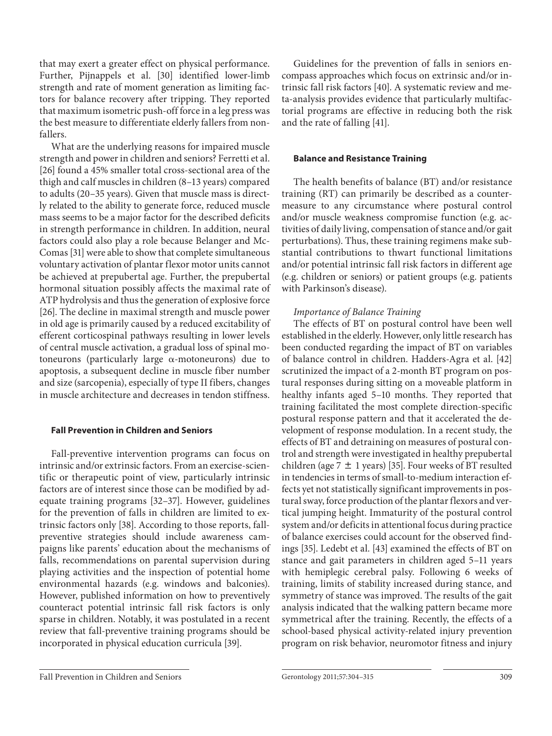that may exert a greater effect on physical performance. Further, Pijnappels et al. [30] identified lower-limb strength and rate of moment generation as limiting factors for balance recovery after tripping. They reported that maximum isometric push-off force in a leg press was the best measure to differentiate elderly fallers from non-fallers.

What are the underlying reasons for impaired muscle strength and power in children and seniors? Ferretti et al. [26] found a 45% smaller total cross-sectional area of the thigh and calf muscles in children (8–13 years) compared to adults (20–35 years). Given that muscle mass is directly related to the ability to generate force, reduced muscle mass seems to be a major factor for the described deficits in strength performance in children. In addition, neural factors could also play a role because Belanger and McComas [31] were able to show that complete simultaneous voluntary activation of plantar flexor motor units cannot be achieved at prepubertal age. Further, the prepubertal hormonal situation possibly affects the maximal rate of ATP hydrolysis and thus the generation of explosive force [26]. The decline in maximal strength and muscle power in old age is primarily caused by a reduced excitability of efferent corticospinal pathways resulting in lower levels of central muscle activation, a gradual loss of spinal motoneurons (particularly large α-motoneurons) due to apoptosis, a subsequent decline in muscle fiber number and size (sarcopenia), especially of type II fibers, changes in muscle architecture and decreases in tendon stiffness.

## Fall Prevention in Children and Seniors

Fall-preventive intervention programs can focus on intrinsic and/or extrinsic factors. From an exercise-scientific or therapeutic point of view, particularly intrinsic factors are of interest since those can be modified by adequate training programs [32–37]. However, guidelines for the prevention of falls in children are limited to extrinsic factors only [38]. According to those reports, fall-preventive strategies should include awareness campaigns like parents' education about the mechanisms of falls, recommendations on parental supervision during playing activities and the inspection of potential home environmental hazards (e.g. windows and balconies). However, published information on how to preventively counteract potential intrinsic fall risk factors is only sparse in children. Notably, it was postulated in a recent review that fall-preventive training programs should be incorporated in physical education curricula [39].

Guidelines for the prevention of falls in seniors encompass approaches which focus on extrinsic and/or intrinsic fall risk factors [40]. A systematic review and meta-analysis provides evidence that particularly multifactorial programs are effective in reducing both the risk and the rate of falling [41].

## Balance and Resistance Training

The health benefits of balance (BT) and/or resistance training (RT) can primarily be described as a countermeasure to any circumstance where postural control and/or muscle weakness compromise function (e.g. activities of daily living, compensation of stance and/or gait perturbations). Thus, these training regimens make substantial contributions to thwart functional limitations and/or potential intrinsic fall risk factors in different age (e.g. children or seniors) or patient groups (e.g. patients with Parkinson's disease).

### *Importance of Balance Training*

The effects of BT on postural control have been well established in the elderly. However, only little research has been conducted regarding the impact of BT on variables of balance control in children. Hadders-Agra et al. [42] scrutinized the impact of a 2-month BT program on postural responses during sitting on a moveable platform in healthy infants aged 5–10 months. They reported that training facilitated the most complete direction-specific postural response pattern and that it accelerated the development of response modulation. In a recent study, the effects of BT and detraining on measures of postural control and strength were investigated in healthy prepubertal children (age 7 ± 1 years) [35]. Four weeks of BT resulted in tendencies in terms of small-to-medium interaction effects yet not statistically significant improvements in postural sway, force production of the plantar flexors and vertical jumping height. Immaturity of the postural control system and/or deficits in attentional focus during practice of balance exercises could account for the observed findings [35]. Ledebt et al. [43] examined the effects of BT on stance and gait parameters in children aged 5–11 years with hemiplegic cerebral palsy. Following 6 weeks of training, limits of stability increased during stance, and symmetry of stance was improved. The results of the gait analysis indicated that the walking pattern became more symmetrical after the training. Recently, the effects of a school-based physical activity-related injury prevention program on risk behavior, neuromotor fitness and injury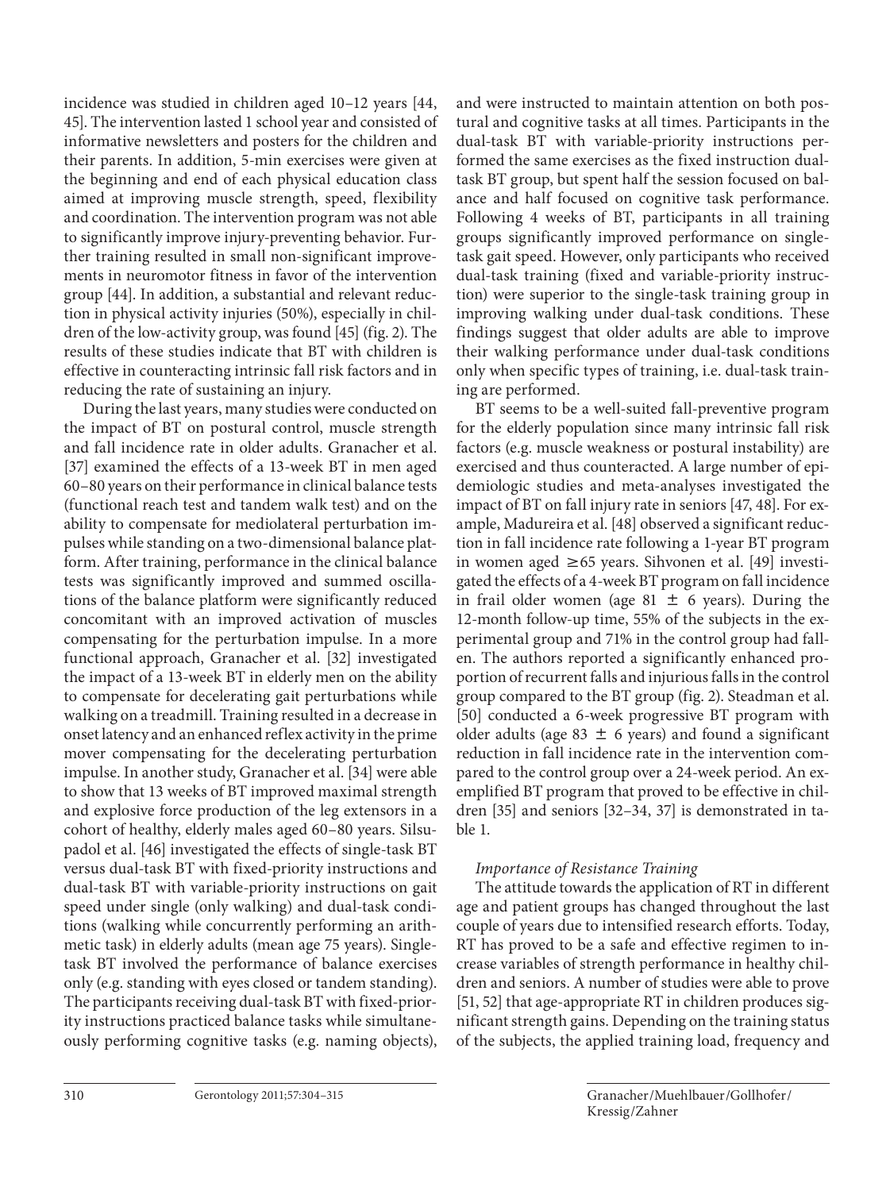incidence was studied in children aged 10–12 years [44, 45]. The intervention lasted 1 school year and consisted of informative newsletters and posters for the children and their parents. In addition, 5-min exercises were given at the beginning and end of each physical education class aimed at improving muscle strength, speed, flexibility and coordination. The intervention program was not able to significantly improve injury-preventing behavior. Further training resulted in small non-significant improvements in neuromotor fitness in favor of the intervention group [44]. In addition, a substantial and relevant reduction in physical activity injuries (50%), especially in children of the low-activity group, was found [45] (fig. 2). The results of these studies indicate that BT with children is effective in counteracting intrinsic fall risk factors and in reducing the rate of sustaining an injury.

During the last years, many studies were conducted on the impact of BT on postural control, muscle strength and fall incidence rate in older adults. Granacher et al. [37] examined the effects of a 13-week BT in men aged 60–80 years on their performance in clinical balance tests (functional reach test and tandem walk test) and on the ability to compensate for mediolateral perturbation impulses while standing on a two-dimensional balance platform. After training, performance in the clinical balance tests was significantly improved and summed oscillations of the balance platform were significantly reduced concomitant with an improved activation of muscles compensating for the perturbation impulse. In a more functional approach, Granacher et al. [32] investigated the impact of a 13-week BT in elderly men on the ability to compensate for decelerating gait perturbations while walking on a treadmill. Training resulted in a decrease in onset latency and an enhanced reflex activity in the prime mover compensating for the decelerating perturbation impulse. In another study, Granacher et al. [34] were able to show that 13 weeks of BT improved maximal strength and explosive force production of the leg extensors in a cohort of healthy, elderly males aged 60–80 years. Silsupadol et al. [46] investigated the effects of single-task BT versus dual-task BT with fixed-priority instructions and dual-task BT with variable-priority instructions on gait speed under single (only walking) and dual-task conditions (walking while concurrently performing an arithmetic task) in elderly adults (mean age 75 years). Single-task BT involved the performance of balance exercises only (e.g. standing with eyes closed or tandem standing). The participants receiving dual-task BT with fixed-priority instructions practiced balance tasks while simultaneously performing cognitive tasks (e.g. naming objects), and were instructed to maintain attention on both postural and cognitive tasks at all times. Participants in the dual-task BT with variable-priority instructions performed the same exercises as the fixed instruction dual-task BT group, but spent half the session focused on balance and half focused on cognitive task performance. Following 4 weeks of BT, participants in all training groups significantly improved performance on single-task gait speed. However, only participants who received dual-task training (fixed and variable-priority instruction) were superior to the single-task training group in improving walking under dual-task conditions. These findings suggest that older adults are able to improve their walking performance under dual-task conditions only when specific types of training, i.e. dual-task training are performed.

BT seems to be a well-suited fall-preventive program for the elderly population since many intrinsic fall risk factors (e.g. muscle weakness or postural instability) are exercised and thus counteracted. A large number of epidemiologic studies and meta-analyses investigated the impact of BT on fall injury rate in seniors [47, 48]. For example, Madureira et al. [48] observed a significant reduction in fall incidence rate following a 1-year BT program in women aged ≥65 years. Sihvonen et al. [49] investigated the effects of a 4-week BT program on fall incidence in frail older women (age 81 ± 6 years). During the 12-month follow-up time, 55% of the subjects in the experimental group and 71% in the control group had fallen. The authors reported a significantly enhanced proportion of recurrent falls and injurious falls in the control group compared to the BT group (fig. 2). Steadman et al. [50] conducted a 6-week progressive BT program with older adults (age 83 ± 6 years) and found a significant reduction in fall incidence rate in the intervention compared to the control group over a 24-week period. An exemplified BT program that proved to be effective in children [35] and seniors [32–34, 37] is demonstrated in table 1.

*Importance of Resistance Training*

The attitude towards the application of RT in different age and patient groups has changed throughout the last couple of years due to intensified research efforts. Today, RT has proved to be a safe and effective regimen to increase variables of strength performance in healthy children and seniors. A number of studies were able to prove [51, 52] that age-appropriate RT in children produces significant strength gains. Depending on the training status of the subjects, the applied training load, frequency and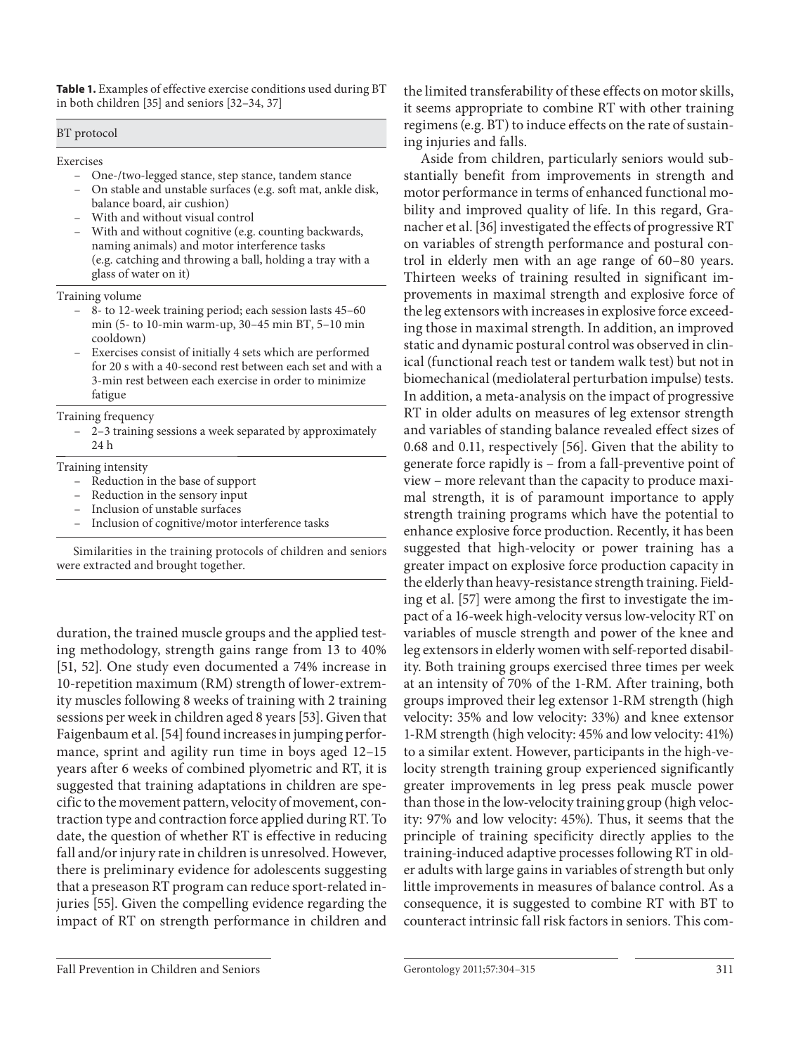**Table 1.** Examples of effective exercise conditions used during BT in both children [35] and seniors [32–34, 37]

| BT protocol |
|---|
| **Exercises**<br>– One-/two-legged stance, step stance, tandem stance<br>– On stable and unstable surfaces (e.g. soft mat, ankle disk, balance board, air cushion)<br>– With and without visual control<br>– With and without cognitive (e.g. counting backwards, naming animals) and motor interference tasks (e.g. catching and throwing a ball, holding a tray with a glass of water on it) |
| **Training volume**<br>– 8- to 12-week training period; each session lasts 45–60 min (5- to 10-min warm-up, 30–45 min BT, 5–10 min cooldown)<br>– Exercises consist of initially 4 sets which are performed for 20 s with a 40-second rest between each set and with a 3-min rest between each exercise in order to minimize fatigue |
| **Training frequency**<br>– 2–3 training sessions a week separated by approximately 24 h |
| **Training intensity**<br>– Reduction in the base of support<br>– Reduction in the sensory input<br>– Inclusion of unstable surfaces<br>– Inclusion of cognitive/motor interference tasks |

Similarities in the training protocols of children and seniors were extracted and brought together.

duration, the trained muscle groups and the applied testing methodology, strength gains range from 13 to 40% [51, 52]. One study even documented a 74% increase in 10-repetition maximum (RM) strength of lower-extremity muscles following 8 weeks of training with 2 training sessions per week in children aged 8 years [53]. Given that Faigenbaum et al. [54] found increases in jumping performance, sprint and agility run time in boys aged 12–15 years after 6 weeks of combined plyometric and RT, it is suggested that training adaptations in children are specific to the movement pattern, velocity of movement, contraction type and contraction force applied during RT. To date, the question of whether RT is effective in reducing fall and/or injury rate in children is unresolved. However, there is preliminary evidence for adolescents suggesting that a preseason RT program can reduce sport-related injuries [55]. Given the compelling evidence regarding the impact of RT on strength performance in children and the limited transferability of these effects on motor skills, it seems appropriate to combine RT with other training regimens (e.g. BT) to induce effects on the rate of sustaining injuries and falls.

Aside from children, particularly seniors would substantially benefit from improvements in strength and motor performance in terms of enhanced functional mobility and improved quality of life. In this regard, Granacher et al. [36] investigated the effects of progressive RT on variables of strength performance and postural control in elderly men with an age range of 60–80 years. Thirteen weeks of training resulted in significant improvements in maximal strength and explosive force of the leg extensors with increases in explosive force exceeding those in maximal strength. In addition, an improved static and dynamic postural control was observed in clinical (functional reach test or tandem walk test) but not in biomechanical (mediolateral perturbation impulse) tests. In addition, a meta-analysis on the impact of progressive RT in older adults on measures of leg extensor strength and variables of standing balance revealed effect sizes of 0.68 and 0.11, respectively [56]. Given that the ability to generate force rapidly is – from a fall-preventive point of view – more relevant than the capacity to produce maximal strength, it is of paramount importance to apply strength training programs which have the potential to enhance explosive force production. Recently, it has been suggested that high-velocity or power training has a greater impact on explosive force production capacity in the elderly than heavy-resistance strength training. Fielding et al. [57] were among the first to investigate the impact of a 16-week high-velocity versus low-velocity RT on variables of muscle strength and power of the knee and leg extensors in elderly women with self-reported disability. Both training groups exercised three times per week at an intensity of 70% of the 1-RM. After training, both groups improved their leg extensor 1-RM strength (high velocity: 35% and low velocity: 33%) and knee extensor 1-RM strength (high velocity: 45% and low velocity: 41%) to a similar extent. However, participants in the high-velocity strength training group experienced significantly greater improvements in leg press peak muscle power than those in the low-velocity training group (high velocity: 97% and low velocity: 45%). Thus, it seems that the principle of training specificity directly applies to the training-induced adaptive processes following RT in older adults with large gains in variables of strength but only little improvements in measures of balance control. As a consequence, it is suggested to combine RT with BT to counteract intrinsic fall risk factors in seniors. This com-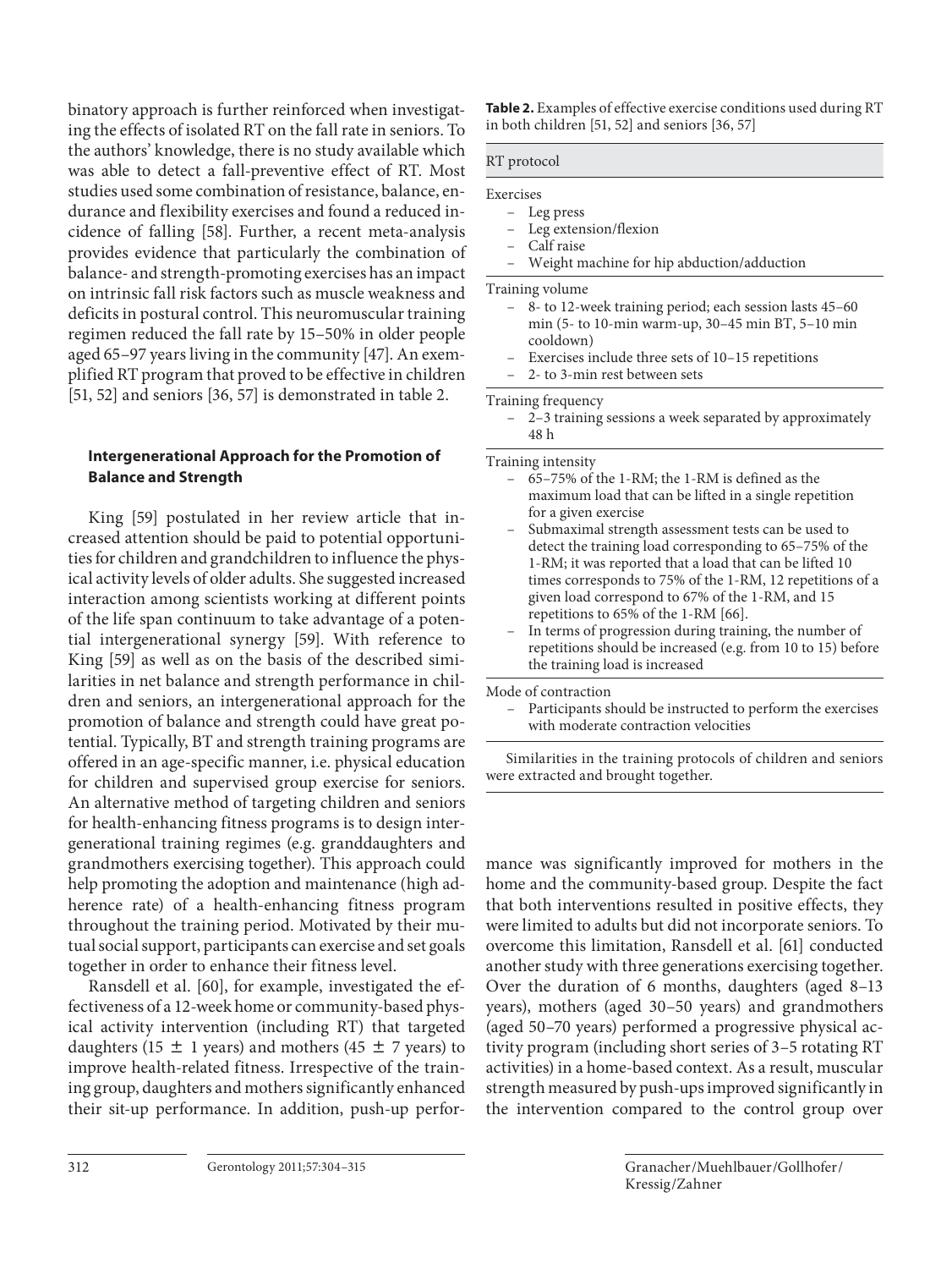binatory approach is further reinforced when investigating the effects of isolated RT on the fall rate in seniors. To the authors' knowledge, there is no study available which was able to detect a fall-preventive effect of RT. Most studies used some combination of resistance, balance, endurance and flexibility exercises and found a reduced incidence of falling [58]. Further, a recent meta-analysis provides evidence that particularly the combination of balance- and strength-promoting exercises has an impact on intrinsic fall risk factors such as muscle weakness and deficits in postural control. This neuromuscular training regimen reduced the fall rate by 15–50% in older people aged 65–97 years living in the community [47]. An exemplified RT program that proved to be effective in children [51, 52] and seniors [36, 57] is demonstrated in table 2.

**Table 2.** Examples of effective exercise conditions used during RT in both children [51, 52] and seniors [36, 57]

| RT protocol |
|---|
| Exercises<br>– Leg press<br>– Leg extension/flexion<br>– Calf raise<br>– Weight machine for hip abduction/adduction |
| Training volume<br>– 8- to 12-week training period; each session lasts 45–60 min (5- to 10-min warm-up, 30–45 min BT, 5–10 min cooldown)<br>– Exercises include three sets of 10–15 repetitions<br>– 2- to 3-min rest between sets |
| Training frequency<br>– 2–3 training sessions a week separated by approximately 48 h |
| Training intensity<br>– 65–75% of the 1-RM; the 1-RM is defined as the maximum load that can be lifted in a single repetition for a given exercise<br>– Submaximal strength assessment tests can be used to detect the training load corresponding to 65–75% of the 1-RM; it was reported that a load that can be lifted 10 times corresponds to 75% of the 1-RM, 12 repetitions of a given load correspond to 67% of the 1-RM, and 15 repetitions to 65% of the 1-RM [66].<br>– In terms of progression during training, the number of repetitions should be increased (e.g. from 10 to 15) before the training load is increased |
| Mode of contraction<br>– Participants should be instructed to perform the exercises with moderate contraction velocities |

Similarities in the training protocols of children and seniors were extracted and brought together.

### Intergenerational Approach for the Promotion of Balance and Strength

King [59] postulated in her review article that increased attention should be paid to potential opportunities for children and grandchildren to influence the physical activity levels of older adults. She suggested increased interaction among scientists working at different points of the life span continuum to take advantage of a potential intergenerational synergy [59]. With reference to King [59] as well as on the basis of the described similarities in net balance and strength performance in children and seniors, an intergenerational approach for the promotion of balance and strength could have great potential. Typically, BT and strength training programs are offered in an age-specific manner, i.e. physical education for children and supervised group exercise for seniors. An alternative method of targeting children and seniors for health-enhancing fitness programs is to design intergenerational training regimes (e.g. granddaughters and grandmothers exercising together). This approach could help promoting the adoption and maintenance (high adherence rate) of a health-enhancing fitness program throughout the training period. Motivated by their mutual social support, participants can exercise and set goals together in order to enhance their fitness level.

Ransdell et al. [60], for example, investigated the effectiveness of a 12-week home or community-based physical activity intervention (including RT) that targeted daughters (15 ± 1 years) and mothers (45 ± 7 years) to improve health-related fitness. Irrespective of the training group, daughters and mothers significantly enhanced their sit-up performance. In addition, push-up performance was significantly improved for mothers in the home and the community-based group. Despite the fact that both interventions resulted in positive effects, they were limited to adults but did not incorporate seniors. To overcome this limitation, Ransdell et al. [61] conducted another study with three generations exercising together. Over the duration of 6 months, daughters (aged 8–13 years), mothers (aged 30–50 years) and grandmothers (aged 50–70 years) performed a progressive physical activity program (including short series of 3–5 rotating RT activities) in a home-based context. As a result, muscular strength measured by push-ups improved significantly in the intervention compared to the control group over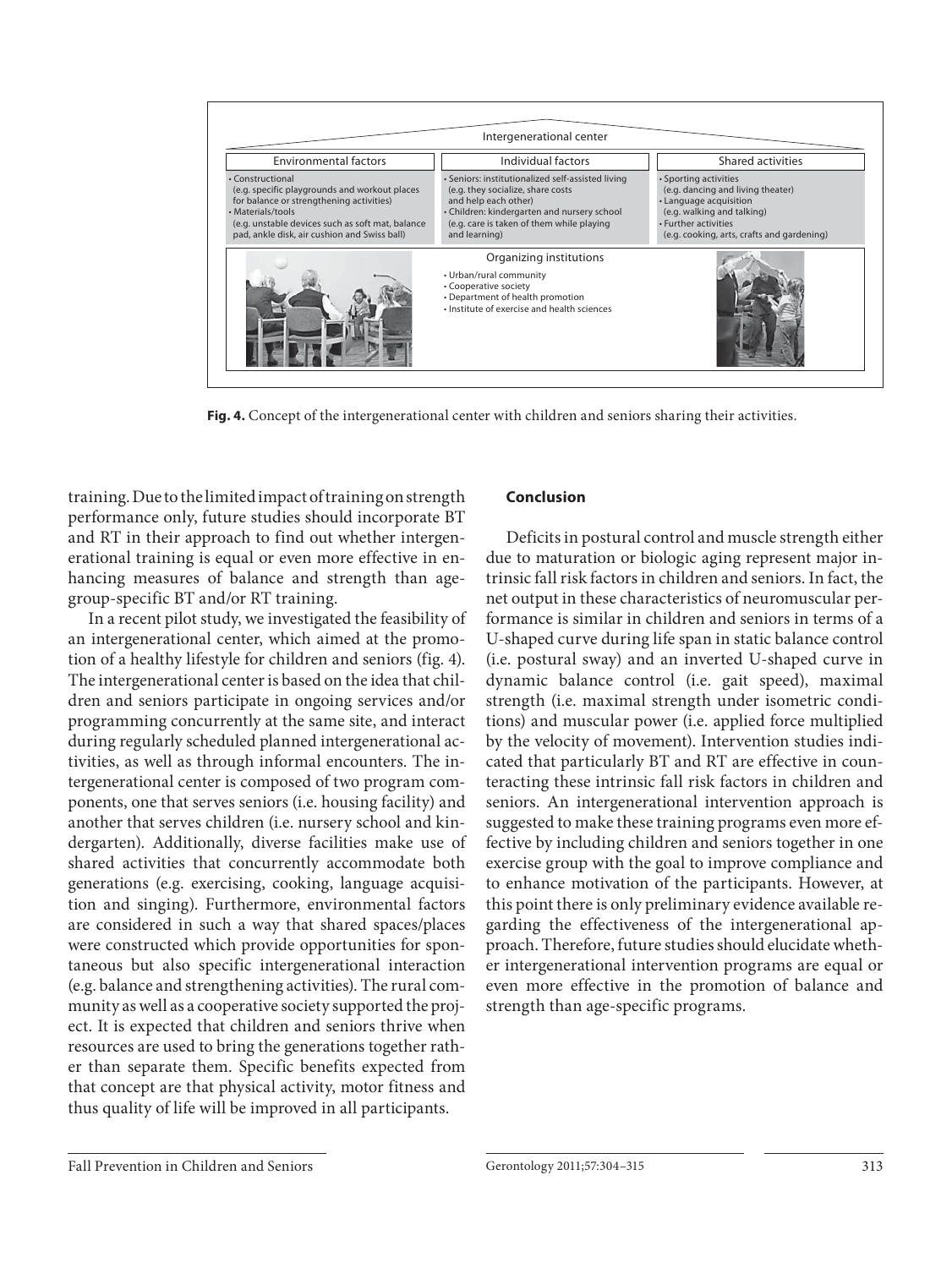| Intergenerational center | | |
| --- | --- | --- |
| Environmental factors | Individual factors | Shared activities |
| • Constructional (e.g. specific playgrounds and workout places for balance or strengthening activities) • Materials/tools (e.g. unstable devices such as soft mat, balance pad, ankle disk, air cushion and Swiss ball) | • Seniors: institutionalized self-assisted living (e.g. they socialize, share costs and help each other) • Children: kindergarten and nursery school (e.g. care is taken of them while playing and learning) | • Sporting activities (e.g. dancing and living theater) • Language acquisition (e.g. walking and talking) • Further activities (e.g. cooking, arts, crafts and gardening) |
| | Organizing institutions • Urban/rural community • Cooperative society • Department of health promotion • Institute of exercise and health sciences | |

**Fig. 4.** Concept of the intergenerational center with children and seniors sharing their activities.

training. Due to the limited impact of training on strength performance only, future studies should incorporate BT and RT in their approach to find out whether intergenerational training is equal or even more effective in enhancing measures of balance and strength than age-group-specific BT and/or RT training.

In a recent pilot study, we investigated the feasibility of an intergenerational center, which aimed at the promotion of a healthy lifestyle for children and seniors (fig. 4). The intergenerational center is based on the idea that children and seniors participate in ongoing services and/or programming concurrently at the same site, and interact during regularly scheduled planned intergenerational activities, as well as through informal encounters. The intergenerational center is composed of two program components, one that serves seniors (i.e. housing facility) and another that serves children (i.e. nursery school and kindergarten). Additionally, diverse facilities make use of shared activities that concurrently accommodate both generations (e.g. exercising, cooking, language acquisition and singing). Furthermore, environmental factors are considered in such a way that shared spaces/places were constructed which provide opportunities for spontaneous but also specific intergenerational interaction (e.g. balance and strengthening activities). The rural community as well as a cooperative society supported the project. It is expected that children and seniors thrive when resources are used to bring the generations together rather than separate them. Specific benefits expected from that concept are that physical activity, motor fitness and thus quality of life will be improved in all participants.

## Conclusion

Deficits in postural control and muscle strength either due to maturation or biologic aging represent major intrinsic fall risk factors in children and seniors. In fact, the net output in these characteristics of neuromuscular performance is similar in children and seniors in terms of a U-shaped curve during life span in static balance control (i.e. postural sway) and an inverted U-shaped curve in dynamic balance control (i.e. gait speed), maximal strength (i.e. maximal strength under isometric conditions) and muscular power (i.e. applied force multiplied by the velocity of movement). Intervention studies indicated that particularly BT and RT are effective in counteracting these intrinsic fall risk factors in children and seniors. An intergenerational intervention approach is suggested to make these training programs even more effective by including children and seniors together in one exercise group with the goal to improve compliance and to enhance motivation of the participants. However, at this point there is only preliminary evidence available regarding the effectiveness of the intergenerational approach. Therefore, future studies should elucidate whether intergenerational intervention programs are equal or even more effective in the promotion of balance and strength than age-specific programs.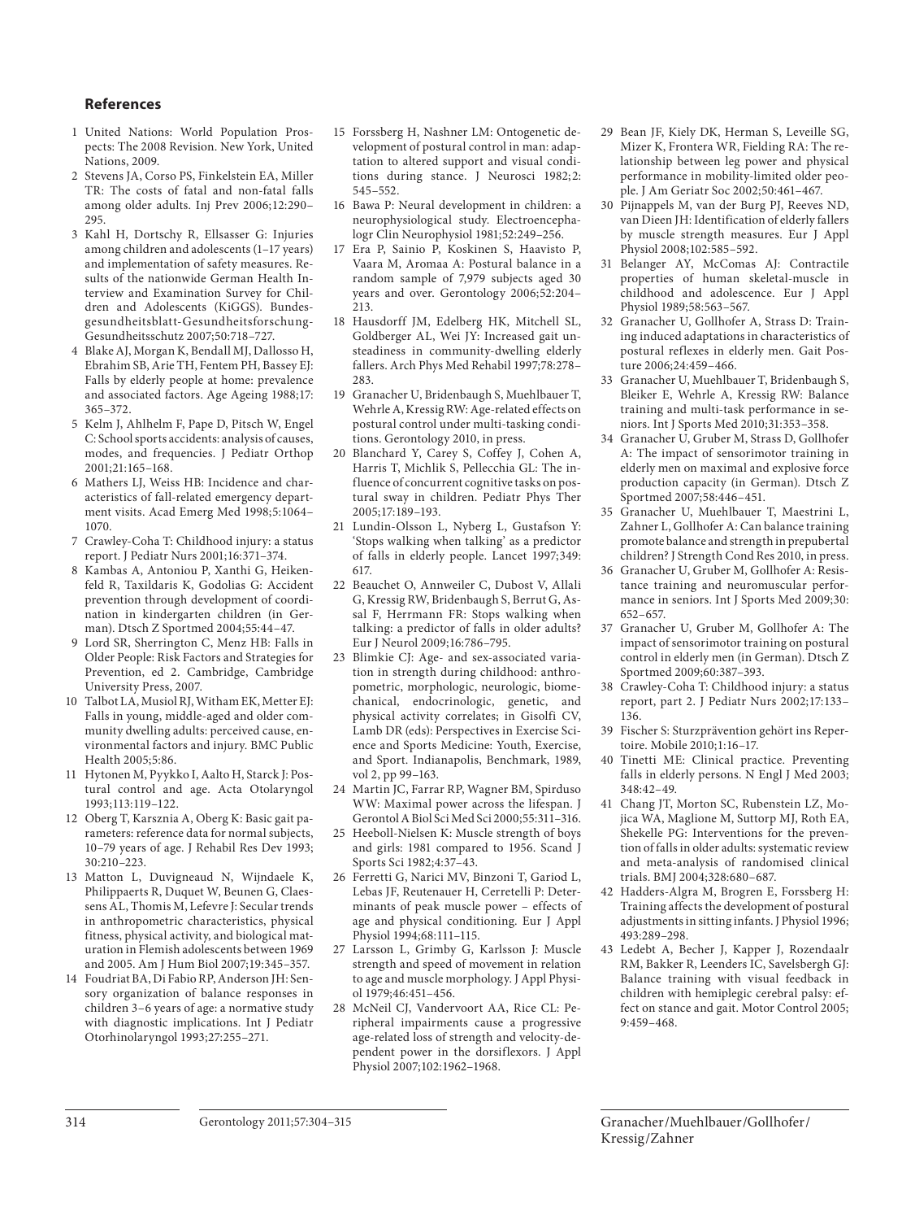## References

1 United Nations: World Population Prospects: The 2008 Revision. New York, United Nations, 2009.
2 Stevens JA, Corso PS, Finkelstein EA, Miller TR: The costs of fatal and non-fatal falls among older adults. Inj Prev 2006;12:290–295.
3 Kahl H, Dortschy R, Ellsasser G: Injuries among children and adolescents (1–17 years) and implementation of safety measures. Results of the nationwide German Health Interview and Examination Survey for Children and Adolescents (KiGGS). Bundesgesundheitsblatt-Gesundheitsforschung-Gesundheitsschutz 2007;50:718–727.
4 Blake AJ, Morgan K, Bendall MJ, Dallosso H, Ebrahim SB, Arie TH, Fentem PH, Bassey EJ: Falls by elderly people at home: prevalence and associated factors. Age Ageing 1988;17:365–372.
5 Kelm J, Ahlhelm F, Pape D, Pitsch W, Engel C: School sports accidents: analysis of causes, modes, and frequencies. J Pediatr Orthop 2001;21:165–168.
6 Mathers LJ, Weiss HB: Incidence and characteristics of fall-related emergency department visits. Acad Emerg Med 1998;5:1064–1070.
7 Crawley-Coha T: Childhood injury: a status report. J Pediatr Nurs 2001;16:371–374.
8 Kambas A, Antoniou P, Xanthi G, Heikenfeld R, Taxildaris K, Godolias G: Accident prevention through development of coordination in kindergarten children (in German). Dtsch Z Sportmed 2004;55:44–47.
9 Lord SR, Sherrington C, Menz HB: Falls in Older People: Risk Factors and Strategies for Prevention, ed 2. Cambridge, Cambridge University Press, 2007.
10 Talbot LA, Musiol RJ, Witham EK, Metter EJ: Falls in young, middle-aged and older community dwelling adults: perceived cause, environmental factors and injury. BMC Public Health 2005;5:86.
11 Hytonen M, Pyykko I, Aalto H, Starck J: Postural control and age. Acta Otolaryngol 1993;113:119–122.
12 Oberg T, Karsznia A, Oberg K: Basic gait parameters: reference data for normal subjects, 10–79 years of age. J Rehabil Res Dev 1993;30:210–223.
13 Matton L, Duvigneaud N, Wijndaele K, Philippaerts R, Duquet W, Beunen G, Claessens AL, Thomis M, Lefevre J: Secular trends in anthropometric characteristics, physical fitness, physical activity, and biological maturation in Flemish adolescents between 1969 and 2005. Am J Hum Biol 2007;19:345–357.
14 Foudriat BA, Di Fabio RP, Anderson JH: Sensory organization of balance responses in children 3–6 years of age: a normative study with diagnostic implications. Int J Pediatr Otorhinolaryngol 1993;27:255–271.
15 Forssberg H, Nashner LM: Ontogenetic development of postural control in man: adaptation to altered support and visual conditions during stance. J Neurosci 1982;2:545–552.
16 Bawa P: Neural development in children: a neurophysiological study. Electroencephalogr Clin Neurophysiol 1981;52:249–256.
17 Era P, Sainio P, Koskinen S, Haavisto P, Vaara M, Aromaa A: Postural balance in a random sample of 7,979 subjects aged 30 years and over. Gerontology 2006;52:204–213.
18 Hausdorff JM, Edelberg HK, Mitchell SL, Goldberger AL, Wei JY: Increased gait unsteadiness in community-dwelling elderly fallers. Arch Phys Med Rehabil 1997;78:278–283.
19 Granacher U, Bridenbaugh S, Muehlbauer T, Wehrle A, Kressig RW: Age-related effects on postural control under multi-tasking conditions. Gerontology 2010, in press.
20 Blanchard Y, Carey S, Coffey J, Cohen A, Harris T, Michlik S, Pellecchia GL: The influence of concurrent cognitive tasks on postural sway in children. Pediatr Phys Ther 2005;17:189–193.
21 Lundin-Olsson L, Nyberg L, Gustafson Y: 'Stops walking when talking' as a predictor of falls in elderly people. Lancet 1997;349:617.
22 Beauchet O, Annweiler C, Dubost V, Allali G, Kressig RW, Bridenbaugh S, Berrut G, Assal F, Herrmann FR: Stops walking when talking: a predictor of falls in older adults? Eur J Neurol 2009;16:786–795.
23 Blimkie CJ: Age- and sex-associated variation in strength during childhood: anthropometric, morphologic, neurologic, biomechanical, endocrinologic, genetic, and physical activity correlates; in Gisolfi CV, Lamb DR (eds): Perspectives in Exercise Science and Sports Medicine: Youth, Exercise, and Sport. Indianapolis, Benchmark, 1989, vol 2, pp 99–163.
24 Martin JC, Farrar RP, Wagner BM, Spirduso WW: Maximal power across the lifespan. J Gerontol A Biol Sci Med Sci 2000;55:311–316.
25 Heeboll-Nielsen K: Muscle strength of boys and girls: 1981 compared to 1956. Scand J Sports Sci 1982;4:37–43.
26 Ferretti G, Narici MV, Binzoni T, Gariod L, Lebas JF, Reutenauer H, Cerretelli P: Determinants of peak muscle power – effects of age and physical conditioning. Eur J Appl Physiol 1994;68:111–115.
27 Larsson L, Grimby G, Karlsson J: Muscle strength and speed of movement in relation to age and muscle morphology. J Appl Physiol 1979;46:451–456.
28 McNeil CJ, Vandervoort AA, Rice CL: Peripheral impairments cause a progressive age-related loss of strength and velocity-dependent power in the dorsiflexors. J Appl Physiol 2007;102:1962–1968.
29 Bean JF, Kiely DK, Herman S, Leveille SG, Mizer K, Frontera WR, Fielding RA: The relationship between leg power and physical performance in mobility-limited older people. J Am Geriatr Soc 2002;50:461–467.
30 Pijnappels M, van der Burg PJ, Reeves ND, van Dieen JH: Identification of elderly fallers by muscle strength measures. Eur J Appl Physiol 2008;102:585–592.
31 Belanger AY, McComas AJ: Contractile properties of human skeletal-muscle in childhood and adolescence. Eur J Appl Physiol 1989;58:563–567.
32 Granacher U, Gollhofer A, Strass D: Training induced adaptations in characteristics of postural reflexes in elderly men. Gait Posture 2006;24:459–466.
33 Granacher U, Muehlbauer T, Bridenbaugh S, Bleiker E, Wehrle A, Kressig RW: Balance training and multi-task performance in seniors. Int J Sports Med 2010;31:353–358.
34 Granacher U, Gruber M, Strass D, Gollhofer A: The impact of sensorimotor training in elderly men on maximal and explosive force production capacity (in German). Dtsch Z Sportmed 2007;58:446–451.
35 Granacher U, Muehlbauer T, Maestrini L, Zahner L, Gollhofer A: Can balance training promote balance and strength in prepubertal children? J Strength Cond Res 2010, in press.
36 Granacher U, Gruber M, Gollhofer A: Resistance training and neuromuscular performance in seniors. Int J Sports Med 2009;30:652–657.
37 Granacher U, Gruber M, Gollhofer A: The impact of sensorimotor training on postural control in elderly men (in German). Dtsch Z Sportmed 2009;60:387–393.
38 Crawley-Coha T: Childhood injury: a status report, part 2. J Pediatr Nurs 2002;17:133–136.
39 Fischer S: Sturzprävention gehört ins Repertoire. Mobile 2010;1:16–17.
40 Tinetti ME: Clinical practice. Preventing falls in elderly persons. N Engl J Med 2003;348:42–49.
41 Chang JT, Morton SC, Rubenstein LZ, Mojica WA, Maglione M, Suttorp MJ, Roth EA, Shekelle PG: Interventions for the prevention of falls in older adults: systematic review and meta-analysis of randomised clinical trials. BMJ 2004;328:680–687.
42 Hadders-Algra M, Brogren E, Forssberg H: Training affects the development of postural adjustments in sitting infants. J Physiol 1996;493:289–298.
43 Ledebt A, Becher J, Kapper J, Rozendaalr RM, Bakker R, Leenders IC, Savelsbergh GJ: Balance training with visual feedback in children with hemiplegic cerebral palsy: effect on stance and gait. Motor Control 2005;9:459–468.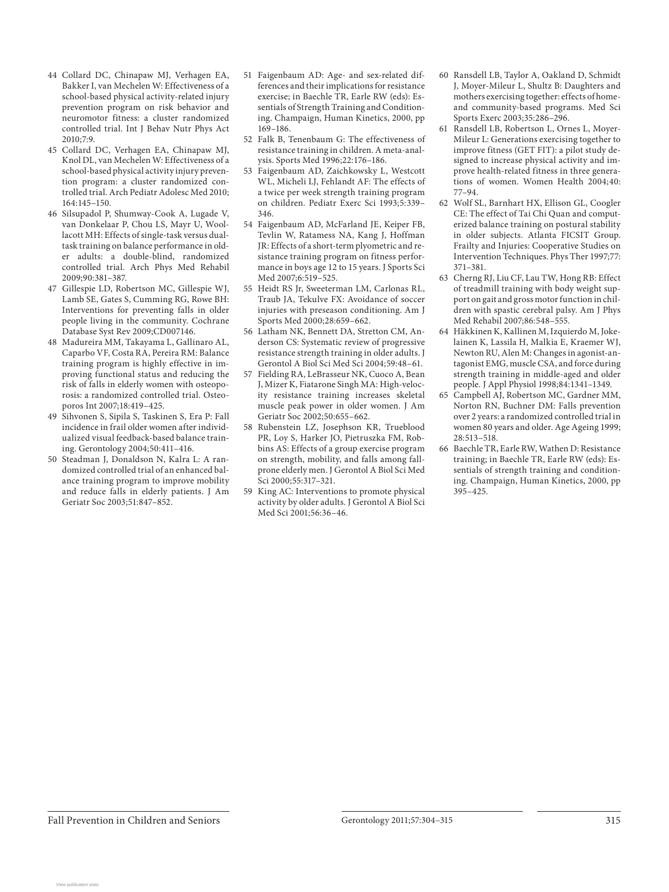44 Collard DC, Chinapaw MJ, Verhagen EA, Bakker I, van Mechelen W: Effectiveness of a school-based physical activity-related injury prevention program on risk behavior and neuromotor fitness: a cluster randomized controlled trial. Int J Behav Nutr Phys Act 2010;7:9.

45 Collard DC, Verhagen EA, Chinapaw MJ, Knol DL, van Mechelen W: Effectiveness of a school-based physical activity injury prevention program: a cluster randomized controlled trial. Arch Pediatr Adolesc Med 2010; 164:145–150.

46 Silsupadol P, Shumway-Cook A, Lugade V, van Donkelaar P, Chou LS, Mayr U, Woollacott MH: Effects of single-task versus dual-task training on balance performance in older adults: a double-blind, randomized controlled trial. Arch Phys Med Rehabil 2009;90:381–387.

47 Gillespie LD, Robertson MC, Gillespie WJ, Lamb SE, Gates S, Cumming RG, Rowe BH: Interventions for preventing falls in older people living in the community. Cochrane Database Syst Rev 2009;CD007146.

48 Madureira MM, Takayama L, Gallinaro AL, Caparbo VF, Costa RA, Pereira RM: Balance training program is highly effective in improving functional status and reducing the risk of falls in elderly women with osteoporosis: a randomized controlled trial. Osteoporos Int 2007;18:419–425.

49 Sihvonen S, Sipila S, Taskinen S, Era P: Fall incidence in frail older women after individualized visual feedback-based balance training. Gerontology 2004;50:411–416.

50 Steadman J, Donaldson N, Kalra L: A randomized controlled trial of an enhanced balance training program to improve mobility and reduce falls in elderly patients. J Am Geriatr Soc 2003;51:847–852.

51 Faigenbaum AD: Age- and sex-related differences and their implications for resistance exercise; in Baechle TR, Earle RW (eds): Essentials of Strength Training and Conditioning. Champaign, Human Kinetics, 2000, pp 169–186.

52 Falk B, Tenenbaum G: The effectiveness of resistance training in children. A meta-analysis. Sports Med 1996;22:176–186.

53 Faigenbaum AD, Zaichkowsky L, Westcott WL, Micheli LJ, Fehlandt AF: The effects of a twice per week strength training program on children. Pediatr Exerc Sci 1993;5:339–346.

54 Faigenbaum AD, McFarland JE, Keiper FB, Tevlin W, Ratamess NA, Kang J, Hoffman JR: Effects of a short-term plyometric and resistance training program on fitness performance in boys age 12 to 15 years. J Sports Sci Med 2007;6:519–525.

55 Heidt RS Jr, Sweeterman LM, Carlonas RL, Traub JA, Tekulve FX: Avoidance of soccer injuries with preseason conditioning. Am J Sports Med 2000;28:659–662.

56 Latham NK, Bennett DA, Stretton CM, Anderson CS: Systematic review of progressive resistance strength training in older adults. J Gerontol A Biol Sci Med Sci 2004;59:48–61.

57 Fielding RA, LeBrasseur NK, Cuoco A, Bean J, Mizer K, Fiatarone Singh MA: High-velocity resistance training increases skeletal muscle peak power in older women. J Am Geriatr Soc 2002;50:655–662.

58 Rubenstein LZ, Josephson KR, Trueblood PR, Loy S, Harker JO, Pietruszka FM, Robbins AS: Effects of a group exercise program on strength, mobility, and falls among fall-prone elderly men. J Gerontol A Biol Sci Med Sci 2000;55:317–321.

59 King AC: Interventions to promote physical activity by older adults. J Gerontol A Biol Sci Med Sci 2001;56:36–46.

60 Ransdell LB, Taylor A, Oakland D, Schmidt J, Moyer-Mileur L, Shultz B: Daughters and mothers exercising together: effects of home- and community-based programs. Med Sci Sports Exerc 2003;35:286–296.

61 Ransdell LB, Robertson L, Ornes L, Moyer-Mileur L: Generations exercising together to improve fitness (GET FIT): a pilot study designed to increase physical activity and improve health-related fitness in three generations of women. Women Health 2004;40: 77–94.

62 Wolf SL, Barnhart HX, Ellison GL, Coogler CE: The effect of Tai Chi Quan and computerized balance training on postural stability in older subjects. Atlanta FICSIT Group. Frailty and Injuries: Cooperative Studies on Intervention Techniques. Phys Ther 1997;77: 371–381.

63 Cherng RJ, Liu CF, Lau TW, Hong RB: Effect of treadmill training with body weight support on gait and gross motor function in children with spastic cerebral palsy. Am J Phys Med Rehabil 2007;86:548–555.

64 Häkkinen K, Kallinen M, Izquierdo M, Jokelainen K, Lassila H, Malkia E, Kraemer WJ, Newton RU, Alen M: Changes in agonist-antagonist EMG, muscle CSA, and force during strength training in middle-aged and older people. J Appl Physiol 1998;84:1341–1349.

65 Campbell AJ, Robertson MC, Gardner MM, Norton RN, Buchner DM: Falls prevention over 2 years: a randomized controlled trial in women 80 years and older. Age Ageing 1999; 28:513–518.

66 Baechle TR, Earle RW, Wathen D: Resistance training; in Baechle TR, Earle RW (eds): Essentials of strength training and conditioning. Champaign, Human Kinetics, 2000, pp 395–425.